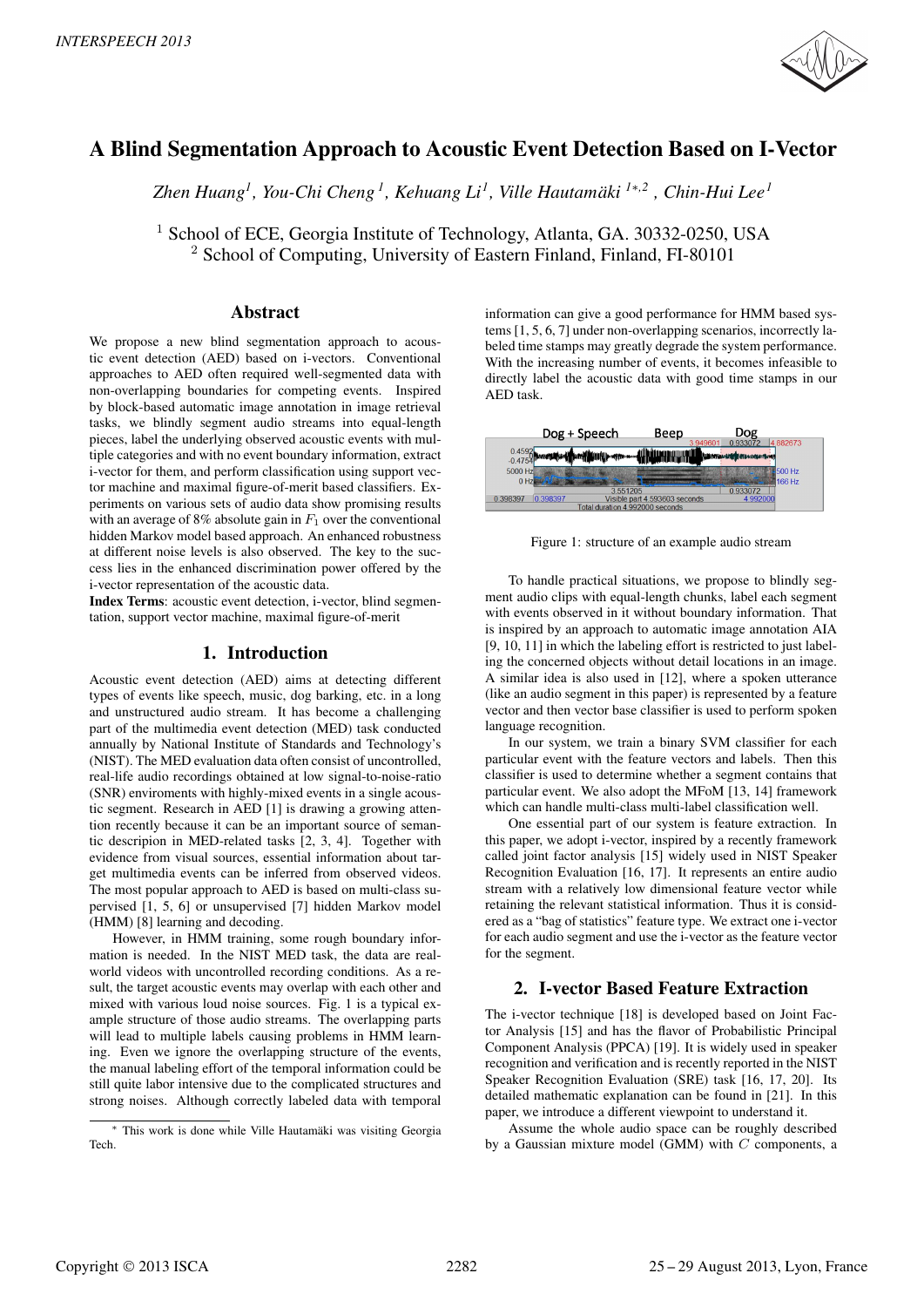# A Blind Segmentation Approach to Acoustic Event Detection Based on I-Vector

*Zhen Huang[1], You-Chi Cheng[1], Kehuang Li[1], Ville Hautamäki[1*,2], Chin-Hui Lee[1]*

[1] School of ECE, Georgia Institute of Technology, Atlanta, GA. 30332-0250, USA
[2] School of Computing, University of Eastern Finland, Finland, FI-80101

## Abstract

We propose a new blind segmentation approach to acoustic event detection (AED) based on i-vectors. Conventional approaches to AED often required well-segmented data with non-overlapping boundaries for competing events. Inspired by block-based automatic image annotation in image retrieval tasks, we blindly segment audio streams into equal-length pieces, label the underlying observed acoustic events with multiple categories and with no event boundary information, extract i-vector for them, and perform classification using support vector machine and maximal figure-of-merit based classifiers. Experiments on various sets of audio data show promising results with an average of 8% absolute gain in $F_1$ over the conventional hidden Markov model based approach. An enhanced robustness at different noise levels is also observed. The key to the success lies in the enhanced discrimination power offered by the i-vector representation of the acoustic data.

**Index Terms**: acoustic event detection, i-vector, blind segmentation, support vector machine, maximal figure-of-merit

## 1. Introduction

Acoustic event detection (AED) aims at detecting different types of events like speech, music, dog barking, etc. in a long and unstructured audio stream. It has become a challenging part of the multimedia event detection (MED) task conducted annually by National Institute of Standards and Technology's (NIST). The MED evaluation data often consist of uncontrolled, real-life audio recordings obtained at low signal-to-noise-ratio (SNR) enviroments with highly-mixed events in a single acoustic segment. Research in AED [1] is drawing a growing attention recently because it can be an important source of semantic descripion in MED-related tasks [2, 3, 4]. Together with evidence from visual sources, essential information about target multimedia events can be inferred from observed videos. The most popular approach to AED is based on multi-class supervised [1, 5, 6] or unsupervised [7] hidden Markov model (HMM) [8] learning and decoding.

However, in HMM training, some rough boundary information is needed. In the NIST MED task, the data are real-world videos with uncontrolled recording conditions. As a result, the target acoustic events may overlap with each other and mixed with various loud noise sources. Fig. 1 is a typical example structure of those audio streams. The overlapping parts will lead to multiple labels causing problems in HMM learning. Even we ignore the overlapping structure of the events, the manual labeling effort of the temporal information could be still quite labor intensive due to the complicated structures and strong noises. Although correctly labeled data with temporal information can give a good performance for HMM based systems [1, 5, 6, 7] under non-overlapping scenarios, incorrectly labeled time stamps may greatly degrade the system performance. With the increasing number of events, it becomes infeasible to directly label the acoustic data with good time stamps in our AED task.

Figure 1: structure of an example audio stream

To handle practical situations, we propose to blindly segment audio clips with equal-length chunks, label each segment with events observed in it without boundary information. That is inspired by an approach to automatic image annotation AIA [9, 10, 11] in which the labeling effort is restricted to just labeling the concerned objects without detail locations in an image. A similar idea is also used in [12], where a spoken utterance (like an audio segment in this paper) is represented by a feature vector and then vector base classifier is used to perform spoken language recognition.

In our system, we train a binary SVM classifier for each particular event with the feature vectors and labels. Then this classifier is used to determine whether a segment contains that particular event. We also adopt the MFoM [13, 14] framework which can handle multi-class multi-label classification well.

One essential part of our system is feature extraction. In this paper, we adopt i-vector, inspired by a recently framework called joint factor analysis [15] widely used in NIST Speaker Recognition Evaluation [16, 17]. It represents an entire audio stream with a relatively low dimensional feature vector while retaining the relevant statistical information. Thus it is considered as a "bag of statistics" feature type. We extract one i-vector for each audio segment and use the i-vector as the feature vector for the segment.

## 2. I-vector Based Feature Extraction

The i-vector technique [18] is developed based on Joint Factor Analysis [15] and has the flavor of Probabilistic Principal Component Analysis (PPCA) [19]. It is widely used in speaker recognition and verification and is recently reported in the NIST Speaker Recognition Evaluation (SRE) task [16, 17, 20]. Its detailed mathematic explanation can be found in [21]. In this paper, we introduce a different viewpoint to understand it.

Assume the whole audio space can be roughly described by a Gaussian mixture model (GMM) with $C$ components, a

[*] This work is done while Ville Hautamäki was visiting Georgia Tech.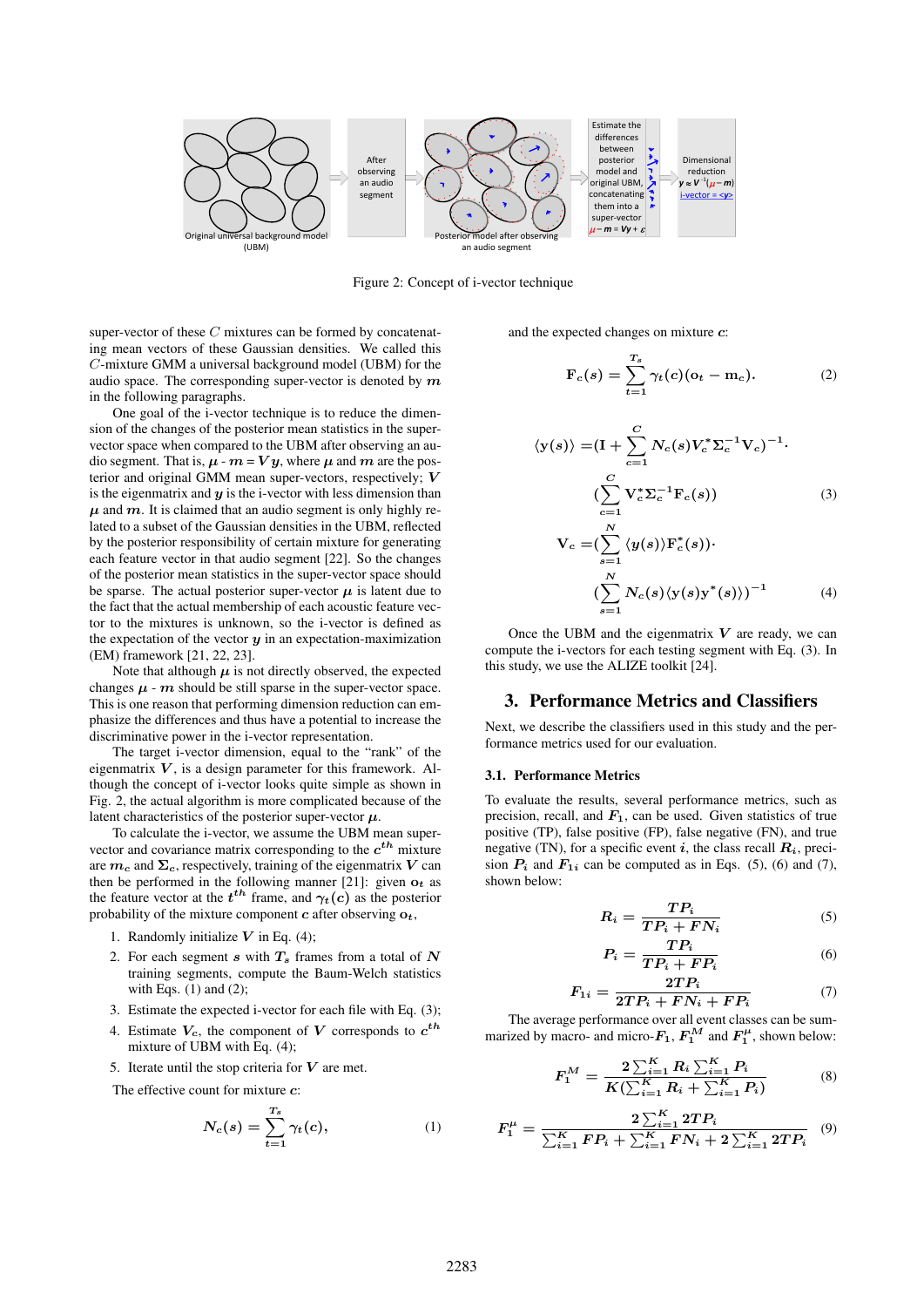Figure 2: Concept of i-vector technique

super-vector of these $C$ mixtures can be formed by concatenating mean vectors of these Gaussian densities. We called this $C$-mixture GMM a universal background model (UBM) for the audio space. The corresponding super-vector is denoted by $\boldsymbol{m}$ in the following paragraphs.

One goal of the i-vector technique is to reduce the dimension of the changes of the posterior mean statistics in the super-vector space when compared to the UBM after observing an audio segment. That is, $\boldsymbol{\mu} - \boldsymbol{m} = \boldsymbol{V}\boldsymbol{y}$, where $\boldsymbol{\mu}$ and $\boldsymbol{m}$ are the posterior and original GMM mean super-vectors, respectively; $\boldsymbol{V}$ is the eigenmatrix and $\boldsymbol{y}$ is the i-vector with less dimension than $\boldsymbol{\mu}$ and $\boldsymbol{m}$. It is claimed that an audio segment is only highly related to a subset of the Gaussian densities in the UBM, reflected by the posterior responsibility of certain mixture for generating each feature vector in that audio segment [22]. So the changes of the posterior mean statistics in the super-vector space should be sparse. The actual posterior super-vector $\boldsymbol{\mu}$ is latent due to the fact that the actual membership of each acoustic feature vector to the mixtures is unknown, so the i-vector is defined as the expectation of the vector $\boldsymbol{y}$ in an expectation-maximization (EM) framework [21, 22, 23].

Note that although $\boldsymbol{\mu}$ is not directly observed, the expected changes $\boldsymbol{\mu}$ - $\boldsymbol{m}$ should be still sparse in the super-vector space. This is one reason that performing dimension reduction can emphasize the differences and thus have a potential to increase the discriminative power in the i-vector representation.

The target i-vector dimension, equal to the "rank" of the eigenmatrix $\boldsymbol{V}$, is a design parameter for this framework. Although the concept of i-vector looks quite simple as shown in Fig. 2, the actual algorithm is more complicated because of the latent characteristics of the posterior super-vector $\boldsymbol{\mu}$.

To calculate the i-vector, we assume the UBM mean super-vector and covariance matrix corresponding to the $c^{th}$ mixture are $\boldsymbol{m}_c$ and $\boldsymbol{\Sigma}_c$, respectively, training of the eigenmatrix $\boldsymbol{V}$ can then be performed in the following manner [21]: given $\mathbf{o}_t$ as the feature vector at the $t^{th}$ frame, and $\gamma_t(\boldsymbol{c})$ as the posterior probability of the mixture component $\boldsymbol{c}$ after observing $\mathbf{o}_t$,

1. Randomly initialize $\boldsymbol{V}$ in Eq. (4);
2. For each segment $\boldsymbol{s}$ with $\boldsymbol{T_s}$ frames from a total of $\boldsymbol{N}$ training segments, compute the Baum-Welch statistics with Eqs. (1) and (2);
3. Estimate the expected i-vector for each file with Eq. (3);
4. Estimate $\boldsymbol{V}_c$, the component of $\boldsymbol{V}$ corresponds to $c^{th}$ mixture of UBM with Eq. (4);
5. Iterate until the stop criteria for $\boldsymbol{V}$ are met.

The effective count for mixture $\boldsymbol{c}$:

$$N_c(s) = \sum_{t=1}^{T_s} \gamma_t(c), \tag{1}$$

and the expected changes on mixture $\boldsymbol{c}$:

$$\mathbf{F}_c(s) = \sum_{t=1}^{T_s} \gamma_t(c)(\mathbf{o}_t - \mathbf{m}_c). \tag{2}$$

$$\langle \mathbf{y}(s) \rangle = (\mathbf{I} + \sum_{c=1}^{C} N_c(s) \mathbf{V}_c^* \boldsymbol{\Sigma}_c^{-1} \mathbf{V}_c)^{-1} \cdot (\sum_{c=1}^{C} \mathbf{V}_c^* \boldsymbol{\Sigma}_c^{-1} \mathbf{F}_c(s)) \tag{3}$$

$$\mathbf{V}_c = (\sum_{s=1}^{N} \langle \boldsymbol{y}(s) \rangle \mathbf{F}_c^*(s)) \cdot (\sum_{s=1}^{N} N_c(s) \langle \mathbf{y}(s) \mathbf{y}^*(s) \rangle)^{-1} \tag{4}$$

Once the UBM and the eigenmatrix $\boldsymbol{V}$ are ready, we can compute the i-vectors for each testing segment with Eq. (3). In this study, we use the ALIZE toolkit [24].

## 3. Performance Metrics and Classifiers

Next, we describe the classifiers used in this study and the performance metrics used for our evaluation.

### 3.1. Performance Metrics

To evaluate the results, several performance metrics, such as precision, recall, and $\boldsymbol{F}_1$, can be used. Given statistics of true positive (TP), false positive (FP), false negative (FN), and true negative (TN), for a specific event $\boldsymbol{i}$, the class recall $\boldsymbol{R}_i$, precision $\boldsymbol{P}_i$ and $\boldsymbol{F}_{1i}$ can be computed as in Eqs. (5), (6) and (7), shown below:

$$R_i = \frac{TP_i}{TP_i + FN_i} \tag{5}$$

$$P_i = \frac{TP_i}{TP_i + FP_i} \tag{6}$$

$$F_{1i} = \frac{2TP_i}{2TP_i + FN_i + FP_i} \tag{7}$$

The average performance over all event classes can be summarized by macro- and micro-$\boldsymbol{F}_1$, $F_1^M$ and $F_1^\mu$, shown below:

$$F_1^M = \frac{2\sum_{i=1}^{K} R_i \sum_{i=1}^{K} P_i}{K(\sum_{i=1}^{K} R_i + \sum_{i=1}^{K} P_i)} \tag{8}$$

$$F_1^\mu = \frac{2\sum_{i=1}^{K} 2TP_i}{\sum_{i=1}^{K} FP_i + \sum_{i=1}^{K} FN_i + 2\sum_{i=1}^{K} 2TP_i} \tag{9}$$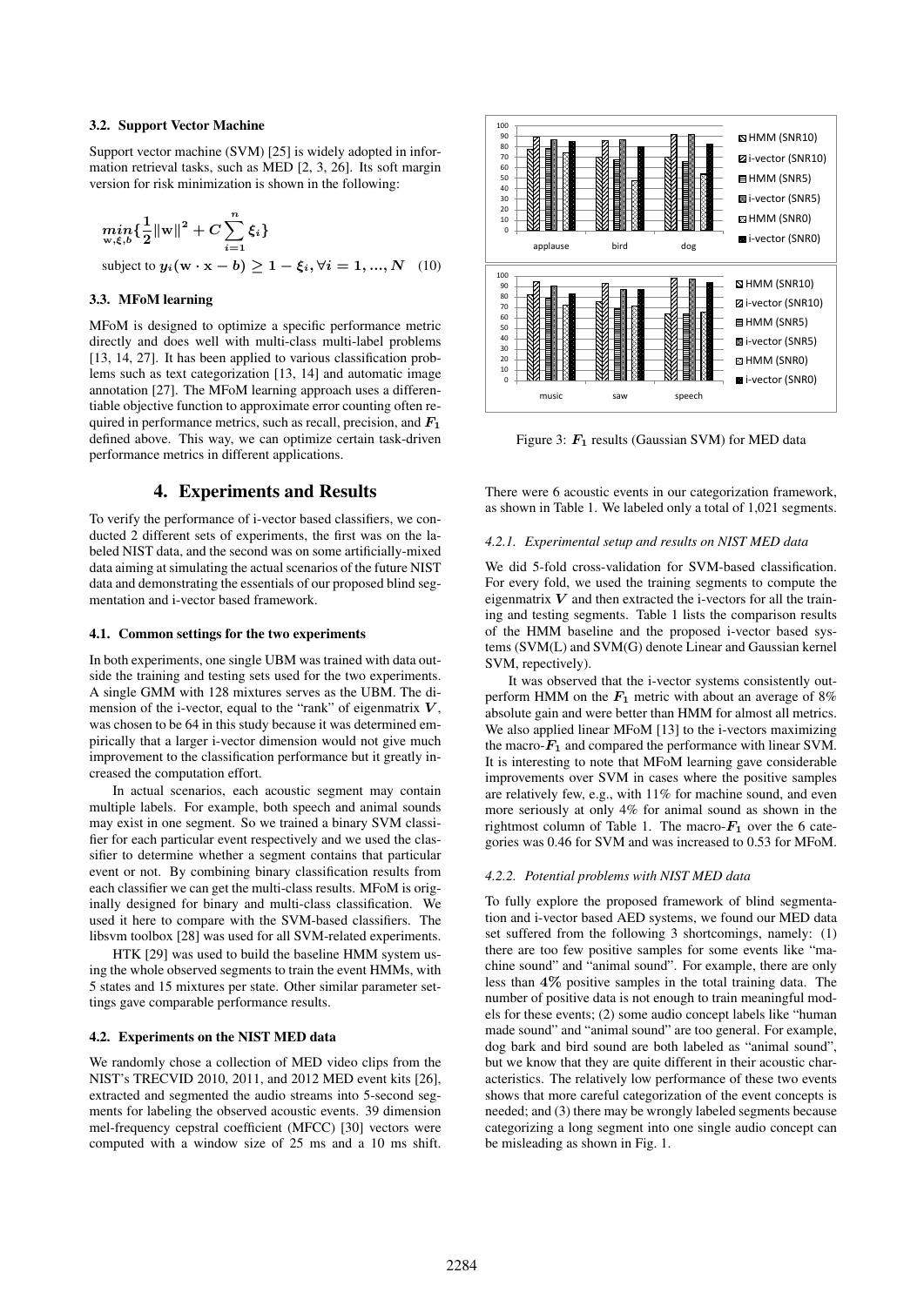### 3.2. Support Vector Machine

Support vector machine (SVM) [25] is widely adopted in information retrieval tasks, such as MED [2, 3, 26]. Its soft margin version for risk minimization is shown in the following:

$$\min_{\mathbf{w},\xi,b}\{\frac{1}{2}\|\mathbf{w}\|^2 + C\sum_{i=1}^{n}\xi_i\}$$
$$\text{subject to } y_i(\mathbf{w}\cdot\mathbf{x} - b) \geq 1 - \xi_i, \forall i = 1, ..., N \quad (10)$$

### 3.3. MFoM learning

MFoM is designed to optimize a specific performance metric directly and does well with multi-class multi-label problems [13, 14, 27]. It has been applied to various classification problems such as text categorization [13, 14] and automatic image annotation [27]. The MFoM learning approach uses a differentiable objective function to approximate error counting often required in performance metrics, such as recall, precision, and $F_1$ defined above. This way, we can optimize certain task-driven performance metrics in different applications.

## 4. Experiments and Results

To verify the performance of i-vector based classifiers, we conducted 2 different sets of experiments, the first was on the labeled NIST data, and the second was on some artificially-mixed data aiming at simulating the actual scenarios of the future NIST data and demonstrating the essentials of our proposed blind segmentation and i-vector based framework.

### 4.1. Common settings for the two experiments

In both experiments, one single UBM was trained with data outside the training and testing sets used for the two experiments. A single GMM with 128 mixtures serves as the UBM. The dimension of the i-vector, equal to the "rank" of eigenmatrix $V$, was chosen to be 64 in this study because it was determined empirically that a larger i-vector dimension would not give much improvement to the classification performance but it greatly increased the computation effort.

In actual scenarios, each acoustic segment may contain multiple labels. For example, both speech and animal sounds may exist in one segment. So we trained a binary SVM classifier for each particular event respectively and we used the classifier to determine whether a segment contains that particular event or not. By combining binary classification results from each classifier we can get the multi-class results. MFoM is originally designed for binary and multi-class classification. We used it here to compare with the SVM-based classifiers. The libsvm toolbox [28] was used for all SVM-related experiments.

HTK [29] was used to build the baseline HMM system using the whole observed segments to train the event HMMs, with 5 states and 15 mixtures per state. Other similar parameter settings gave comparable performance results.

### 4.2. Experiments on the NIST MED data

We randomly chose a collection of MED video clips from the NIST's TRECVID 2010, 2011, and 2012 MED event kits [26], extracted and segmented the audio streams into 5-second segments for labeling the observed acoustic events. 39 dimension mel-frequency cepstral coefficient (MFCC) [30] vectors were computed with a window size of 25 ms and a 10 ms shift.

Figure 3: $F_1$ results (Gaussian SVM) for MED data

There were 6 acoustic events in our categorization framework, as shown in Table 1. We labeled only a total of 1,021 segments.

#### *4.2.1. Experimental setup and results on NIST MED data*

We did 5-fold cross-validation for SVM-based classification. For every fold, we used the training segments to compute the eigenmatrix $V$ and then extracted the i-vectors for all the training and testing segments. Table 1 lists the comparison results of the HMM baseline and the proposed i-vector based systems (SVM(L) and SVM(G) denote Linear and Gaussian kernel SVM, repectively).

It was observed that the i-vector systems consistently outperform HMM on the $F_1$ metric with about an average of 8% absolute gain and were better than HMM for almost all metrics. We also applied linear MFoM [13] to the i-vectors maximizing the macro-$F_1$ and compared the performance with linear SVM. It is interesting to note that MFoM learning gave considerable improvements over SVM in cases where the positive samples are relatively few, e.g., with 11% for machine sound, and even more seriously at only 4% for animal sound as shown in the rightmost column of Table 1. The macro-$F_1$ over the 6 categories was 0.46 for SVM and was increased to 0.53 for MFoM.

#### *4.2.2. Potential problems with NIST MED data*

To fully explore the proposed framework of blind segmentation and i-vector based AED systems, we found our MED data set suffered from the following 3 shortcomings, namely: (1) there are too few positive samples for some events like "machine sound" and "animal sound". For example, there are only less than $4\%$ positive samples in the total training data. The number of positive data is not enough to train meaningful models for these events; (2) some audio concept labels like "human made sound" and "animal sound" are too general. For example, dog bark and bird sound are both labeled as "animal sound", but we know that they are quite different in their acoustic characteristics. The relatively low performance of these two events shows that more careful categorization of the event concepts is needed; and (3) there may be wrongly labeled segments because categorizing a long segment into one single audio concept can be misleading as shown in Fig. 1.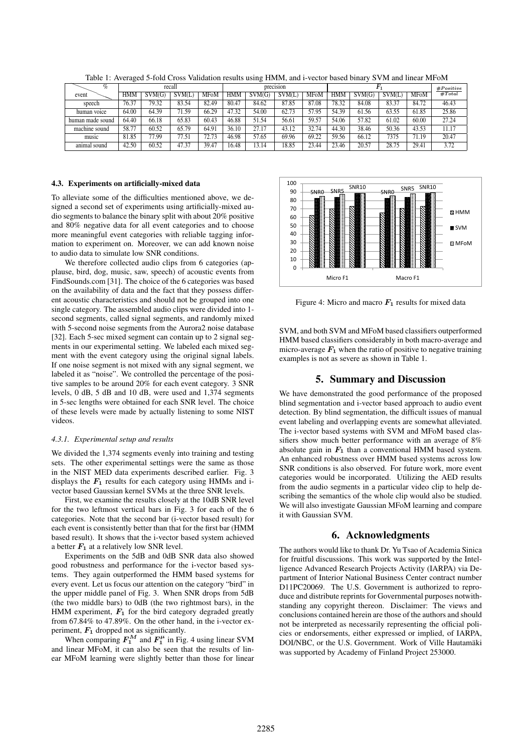Table 1: Averaged 5-fold Cross Validation results using HMM, and i-vector based binary SVM and linear MFoM

| % / event | recall | | | | precision | | | | $F_1$ | | | | $\frac{\#Positive}{\#Total}$ |
|---|---|---|---|---|---|---|---|---|---|---|---|---|---|
| | HMM | SVM(G) | SVM(L) | MFoM | HMM | SVM(G) | SVM(L) | MFoM | HMM | SVM(G) | SVM(L) | MFoM | |
| speech | 76.37 | 79.32 | 83.54 | 82.49 | 80.47 | 84.62 | 87.85 | 87.08 | 78.32 | 84.08 | 83.37 | 84.72 | 46.43 |
| human voice | 64.00 | 64.39 | 71.59 | 66.29 | 47.32 | 54.00 | 62.73 | 57.95 | 54.39 | 61.56 | 63.55 | 61.85 | 25.86 |
| human made sound | 64.40 | 66.18 | 65.83 | 60.43 | 46.88 | 51.54 | 56.61 | 59.57 | 54.06 | 57.82 | 61.02 | 60.00 | 27.24 |
| machine sound | 58.77 | 60.52 | 65.79 | 64.91 | 36.10 | 27.17 | 43.12 | 32.74 | 44.30 | 38.46 | 50.36 | 43.53 | 11.17 |
| music | 81.85 | 77.99 | 77.51 | 72.73 | 46.98 | 57.65 | 69.96 | 69.22 | 59.56 | 66.12 | 7375 | 71.19 | 20.47 |
| animal sound | 42.50 | 60.52 | 47.37 | 39.47 | 16.48 | 13.14 | 18.85 | 23.44 | 23.46 | 20.57 | 28.75 | 29.41 | 3.72 |

### 4.3. Experiments on artificially-mixed data

To alleviate some of the difficulties mentioned above, we designed a second set of experiments using artificially-mixed audio segments to balance the binary split with about 20% positive and 80% negative data for all event categories and to choose more meaningful event categories with reliable tagging information to experiment on. Moreover, we can add known noise to audio data to simulate low SNR conditions.

We therefore collected audio clips from 6 categories (applause, bird, dog, music, saw, speech) of acoustic events from FindSounds.com [31]. The choice of the 6 categories was based on the availability of data and the fact that they possess different acoustic characteristics and should not be grouped into one single category. The assembled audio clips were divided into 1-second segments, called signal segments, and randomly mixed with 5-second noise segments from the Aurora2 noise database [32]. Each 5-sec mixed segment can contain up to 2 signal segments in our experimental setting. We labeled each mixed segment with the event category using the original signal labels. If one noise segment is not mixed with any signal segment, we labeled it as "noise". We controlled the percentage of the positive samples to be around 20% for each event category. 3 SNR levels, 0 dB, 5 dB and 10 dB, were used and 1,374 segments in 5-sec lengths were obtained for each SNR level. The choice of these levels were made by actually listening to some NIST videos.

#### 4.3.1. Experimental setup and results

We divided the 1,374 segments evenly into training and testing sets. The other experimental settings were the same as those in the NIST MED data experiments described earlier. Fig. 3 displays the $F_1$ results for each category using HMMs and i-vector based Gaussian kernel SVMs at the three SNR levels.

First, we examine the results closely at the 10dB SNR level for the two leftmost vertical bars in Fig. 3 for each of the 6 categories. Note that the second bar (i-vector based result) for each event is consistently better than that for the first bar (HMM based result). It shows that the i-vector based system achieved a better $F_1$ at a relatively low SNR level.

Experiments on the 5dB and 0dB SNR data also showed good robustness and performance for the i-vector based systems. They again outperformed the HMM based systems for every event. Let us focus our attention on the category "bird" in the upper middle panel of Fig. 3. When SNR drops from 5dB (the two middle bars) to 0dB (the two rightmost bars), in the HMM experiment, $F_1$ for the bird category degraded greatly from 67.84% to 47.89%. On the other hand, in the i-vector experiment, $F_1$ dropped not as significantly.

When comparing $F_1^M$ and $F_1^\mu$ in Fig. 4 using linear SVM and linear MFoM, it can also be seen that the results of linear MFoM learning were slightly better than those for linear SVM, and both SVM and MFoM based classifiers outperformed HMM based classifiers considerably in both macro-average and micro-average $F_1$ when the ratio of positive to negative training examples is not as severe as shown in Table 1.

Figure 4: Micro and macro $F_1$ results for mixed data

## 5. Summary and Discussion

We have demonstrated the good performance of the proposed blind segmentation and i-vector based approach to audio event detection. By blind segmentation, the difficult issues of manual event labeling and overlapping events are somewhat alleviated. The i-vector based systems with SVM and MFoM based classifiers show much better performance with an average of 8% absolute gain in $F_1$ than a conventional HMM based system. An enhanced robustness over HMM based systems across low SNR conditions is also observed. For future work, more event categories would be incorporated. Utilizing the AED results from the audio segments in a particular video clip to help describing the semantics of the whole clip would also be studied. We will also investigate Gaussian MFoM learning and compare it with Gaussian SVM.

## 6. Acknowledgments

The authors would like to thank Dr. Yu Tsao of Academia Sinica for fruitful discussions. This work was supported by the Intelligence Advanced Research Projects Activity (IARPA) via Department of Interior National Business Center contract number D11PC20069. The U.S. Government is authorized to reproduce and distribute reprints for Governmental purposes notwithstanding any copyright thereon. Disclaimer: The views and conclusions contained herein are those of the authors and should not be interpreted as necessarily representing the official policies or endorsements, either expressed or implied, of IARPA, DOI/NBC, or the U.S. Government. Work of Ville Hautamäki was supported by Academy of Finland Project 253000.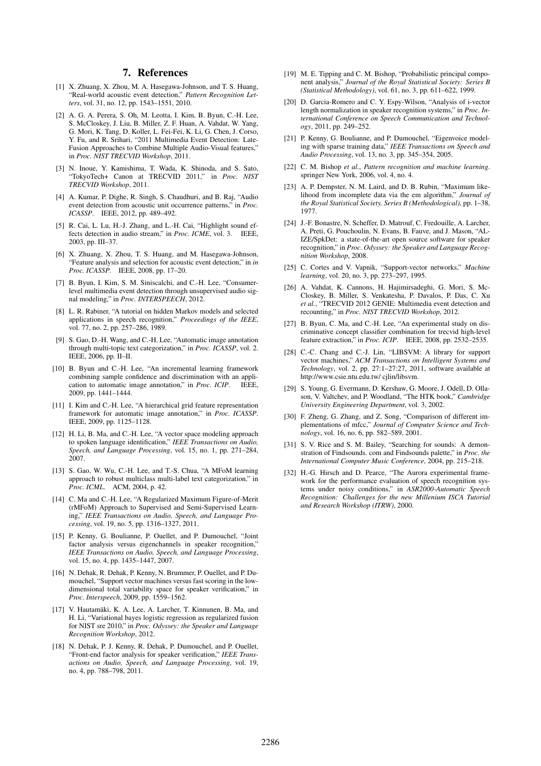## 7. References

[1] X. Zhuang, X. Zhou, M. A. Hasegawa-Johnson, and T. S. Huang, "Real-world acoustic event detection," *Pattern Recognition Letters*, vol. 31, no. 12, pp. 1543–1551, 2010.

[2] A. G. A. Perera, S. Oh, M. Leotta, I. Kim, B. Byun, C.-H. Lee, S. McCloskey, J. Liu, B. Miller, Z. F. Huan, A. Vahdat, W. Yang, G. Mori, K. Tang, D. Koller, L. Fei-Fei, K. Li, G. Chen, J. Corso, Y. Fu, and R. Srihari, "2011 Multimedia Event Detection: Late-Fusion Approaches to Combine Multiple Audio-Visual features," in *Proc. NIST TRECVID Workshop*, 2011.

[3] N. Inoue, Y. Kamishima, T. Wada, K. Shinoda, and S. Sato, "TokyoTech+ Canon at TRECVID 2011," in *Proc. NIST TRECVID Workshop*, 2011.

[4] A. Kumar, P. Dighe, R. Singh, S. Chaudhuri, and B. Raj, "Audio event detection from acoustic unit occurrence patterns," in *Proc. ICASSP*. IEEE, 2012, pp. 489–492.

[5] R. Cai, L. Lu, H.-J. Zhang, and L.-H. Cai, "Highlight sound effects detection in audio stream," in *Proc. ICME*, vol. 3. IEEE, 2003, pp. III–37.

[6] X. Zhuang, X. Zhou, T. S. Huang, and M. Hasegawa-Johnson, "Feature analysis and selection for acoustic event detection," in *in Proc. ICASSP*. IEEE, 2008, pp. 17–20.

[7] B. Byun, I. Kim, S. M. Siniscalchi, and C.-H. Lee, "Consumer-level multimedia event detection through unsupervised audio signal modeling," in *Proc. INTERSPEECH*, 2012.

[8] L. R. Rabiner, "A tutorial on hidden Markov models and selected applications in speech recognition," *Proceedings of the IEEE*, vol. 77, no. 2, pp. 257–286, 1989.

[9] S. Gao, D.-H. Wang, and C.-H. Lee, "Automatic image annotation through multi-topic text categorization," in *Proc. ICASSP*, vol. 2. IEEE, 2006, pp. II–II.

[10] B. Byun and C.-H. Lee, "An incremental learning framework combining sample confidence and discrimination with an application to automatic image annotation," in *Proc. ICIP*. IEEE, 2009, pp. 1441–1444.

[11] I. Kim and C.-H. Lee, "A hierarchical grid feature representation framework for automatic image annotation," in *Proc. ICASSP*. IEEE, 2009, pp. 1125–1128.

[12] H. Li, B. Ma, and C.-H. Lee, "A vector space modeling approach to spoken language identification," *IEEE Transactions on Audio, Speech, and Language Processing*, vol. 15, no. 1, pp. 271–284, 2007.

[13] S. Gao, W. Wu, C.-H. Lee, and T.-S. Chua, "A MFoM learning approach to robust multiclass multi-label text categorization," in *Proc. ICML*. ACM, 2004, p. 42.

[14] C. Ma and C.-H. Lee, "A Regularized Maximum Figure-of-Merit (rMFoM) Approach to Supervised and Semi-Supervised Learning," *IEEE Transactions on Audio, Speech, and Language Processing*, vol. 19, no. 5, pp. 1316–1327, 2011.

[15] P. Kenny, G. Boulianne, P. Ouellet, and P. Dumouchel, "Joint factor analysis versus eigenchannels in speaker recognition," *IEEE Transactions on Audio, Speech, and Language Processing*, vol. 15, no. 4, pp. 1435–1447, 2007.

[16] N. Dehak, R. Dehak, P. Kenny, N. Brummer, P. Ouellet, and P. Dumouchel, "Support vector machines versus fast scoring in the low-dimensional total variability space for speaker verification," in *Proc. Interspeech*, 2009, pp. 1559–1562.

[17] V. Hautamäki, K. A. Lee, A. Larcher, T. Kinnunen, B. Ma, and H. Li, "Variational bayes logistic regression as regularized fusion for NIST sre 2010," in *Proc. Odyssey: the Speaker and Language Recognition Workshop*, 2012.

[18] N. Dehak, P. J. Kenny, R. Dehak, P. Dumouchel, and P. Ouellet, "Front-end factor analysis for speaker verification," *IEEE Transactions on Audio, Speech, and Language Processing*, vol. 19, no. 4, pp. 788–798, 2011.

[19] M. E. Tipping and C. M. Bishop, "Probabilistic principal component analysis," *Journal of the Royal Statistical Society: Series B (Statistical Methodology)*, vol. 61, no. 3, pp. 611–622, 1999.

[20] D. Garcia-Romero and C. Y. Espy-Wilson, "Analysis of i-vector length normalization in speaker recognition systems," in *Proc. International Conference on Speech Communication and Technology*, 2011, pp. 249–252.

[21] P. Kenny, G. Boulianne, and P. Dumouchel, "Eigenvoice modeling with sparse training data," *IEEE Transactions on Speech and Audio Processing*, vol. 13, no. 3, pp. 345–354, 2005.

[22] C. M. Bishop *et al.*, *Pattern recognition and machine learning*. springer New York, 2006, vol. 4, no. 4.

[23] A. P. Dempster, N. M. Laird, and D. B. Rubin, "Maximum likelihood from incomplete data via the em algorithm," *Journal of the Royal Statistical Society. Series B (Methodological)*, pp. 1–38, 1977.

[24] J.-F. Bonastre, N. Scheffer, D. Matrouf, C. Fredouille, A. Larcher, A. Preti, G. Pouchoulin, N. Evans, B. Fauve, and J. Mason, "ALIZE/SpkDet: a state-of-the-art open source software for speaker recognition," in *Proc. Odyssey: the Speaker and Language Recognition Workshop*, 2008.

[25] C. Cortes and V. Vapnik, "Support-vector networks," *Machine learning*, vol. 20, no. 3, pp. 273–297, 1995.

[26] A. Vahdat, K. Cannons, H. Hajimirsadeghi, G. Mori, S. McCloskey, B. Miller, S. Venkatesha, P. Davalos, P. Das, C. Xu *et al.*, "TRECVID 2012 GENIE: Multimedia event detection and recounting," in *Proc. NIST TRECVID Workshop*, 2012.

[27] B. Byun, C. Ma, and C.-H. Lee, "An experimental study on discriminative concept classifier combination for trecvid high-level feature extraction," in *Proc. ICIP*. IEEE, 2008, pp. 2532–2535.

[28] C.-C. Chang and C.-J. Lin, "LIBSVM: A library for support vector machines," *ACM Transactions on Intelligent Systems and Technology*, vol. 2, pp. 27:1–27:27, 2011, software available at http://www.csie.ntu.edu.tw/ cjlin/libsvm.

[29] S. Young, G. Evermann, D. Kershaw, G. Moore, J. Odell, D. Ollason, V. Valtchev, and P. Woodland, "The HTK book," *Cambridge University Engineering Department*, vol. 3, 2002.

[30] F. Zheng, G. Zhang, and Z. Song, "Comparison of different implementations of mfcc," *Journal of Computer Science and Technology*, vol. 16, no. 6, pp. 582–589, 2001.

[31] S. V. Rice and S. M. Bailey, "Searching for sounds: A demonstration of Findsounds. com and Findsounds palette," in *Proc. the International Computer Music Conference*, 2004, pp. 215–218.

[32] H.-G. Hirsch and D. Pearce, "The Aurora experimental framework for the performance evaluation of speech recognition systems under noisy conditions," in *ASR2000-Automatic Speech Recognition: Challenges for the new Millenium ISCA Tutorial and Research Workshop (ITRW)*, 2000.